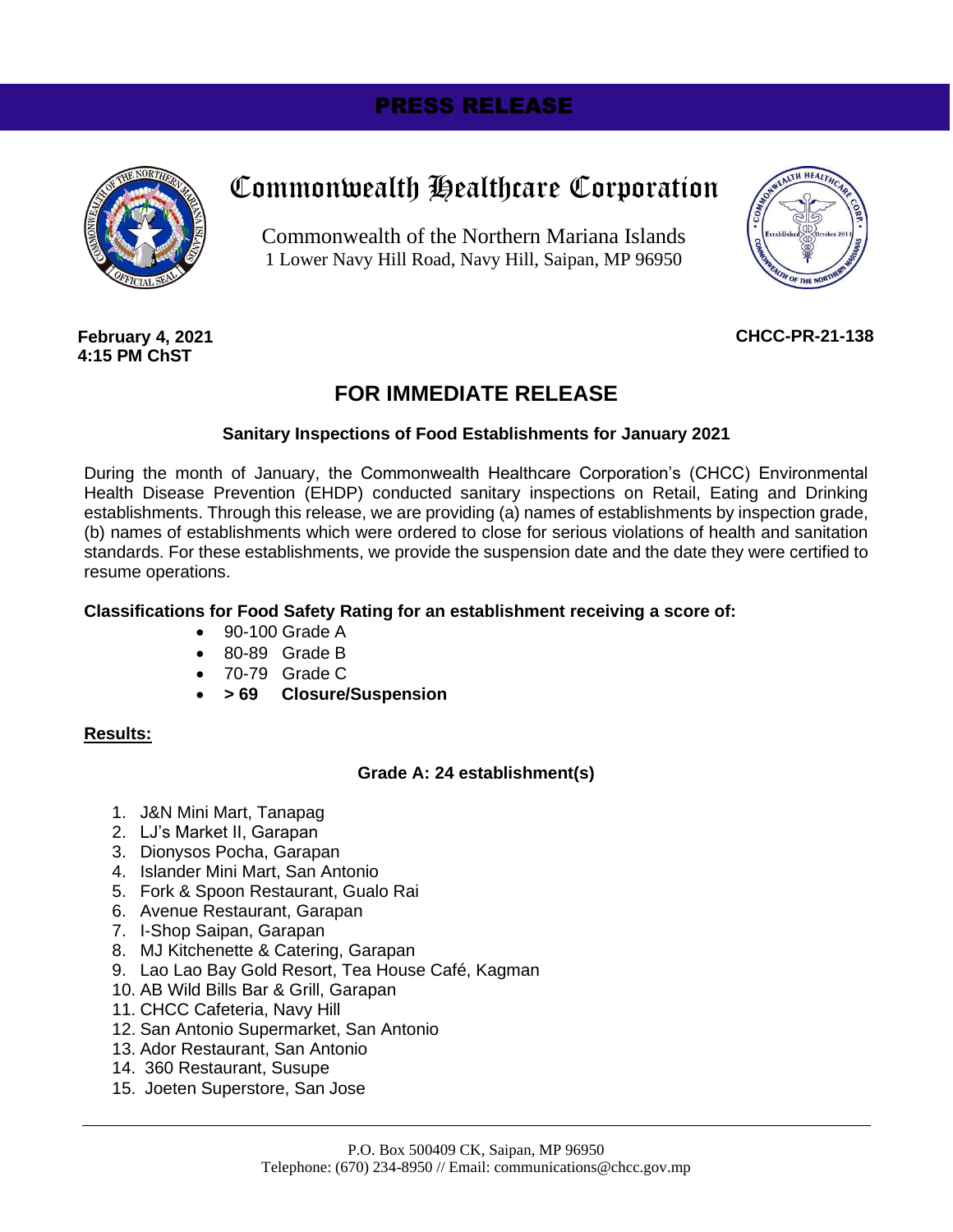PRESS RELEASE

# Commonwealth Healthcare Corporation

Commonwealth of the Northern Mariana Islands
1 Lower Navy Hill Road, Navy Hill, Saipan, MP 96950

**February 4, 2021**
**4:15 PM ChST**

**CHCC-PR-21-138**

## FOR IMMEDIATE RELEASE

### Sanitary Inspections of Food Establishments for January 2021

During the month of January, the Commonwealth Healthcare Corporation's (CHCC) Environmental Health Disease Prevention (EHDP) conducted sanitary inspections on Retail, Eating and Drinking establishments. Through this release, we are providing (a) names of establishments by inspection grade, (b) names of establishments which were ordered to close for serious violations of health and sanitation standards. For these establishments, we provide the suspension date and the date they were certified to resume operations.

**Classifications for Food Safety Rating for an establishment receiving a score of:**

- 90-100 Grade A
- 80-89 Grade B
- 70-79 Grade C
- **> 69 Closure/Suspension**

**Results:**

**Grade A: 24 establishment(s)**

1. J&N Mini Mart, Tanapag
2. LJ's Market II, Garapan
3. Dionysos Pocha, Garapan
4. Islander Mini Mart, San Antonio
5. Fork & Spoon Restaurant, Gualo Rai
6. Avenue Restaurant, Garapan
7. I-Shop Saipan, Garapan
8. MJ Kitchenette & Catering, Garapan
9. Lao Lao Bay Gold Resort, Tea House Café, Kagman
10. AB Wild Bills Bar & Grill, Garapan
11. CHCC Cafeteria, Navy Hill
12. San Antonio Supermarket, San Antonio
13. Ador Restaurant, San Antonio
14. 360 Restaurant, Susupe
15. Joeten Superstore, San Jose

P.O. Box 500409 CK, Saipan, MP 96950
Telephone: (670) 234-8950 // Email: communications@chcc.gov.mp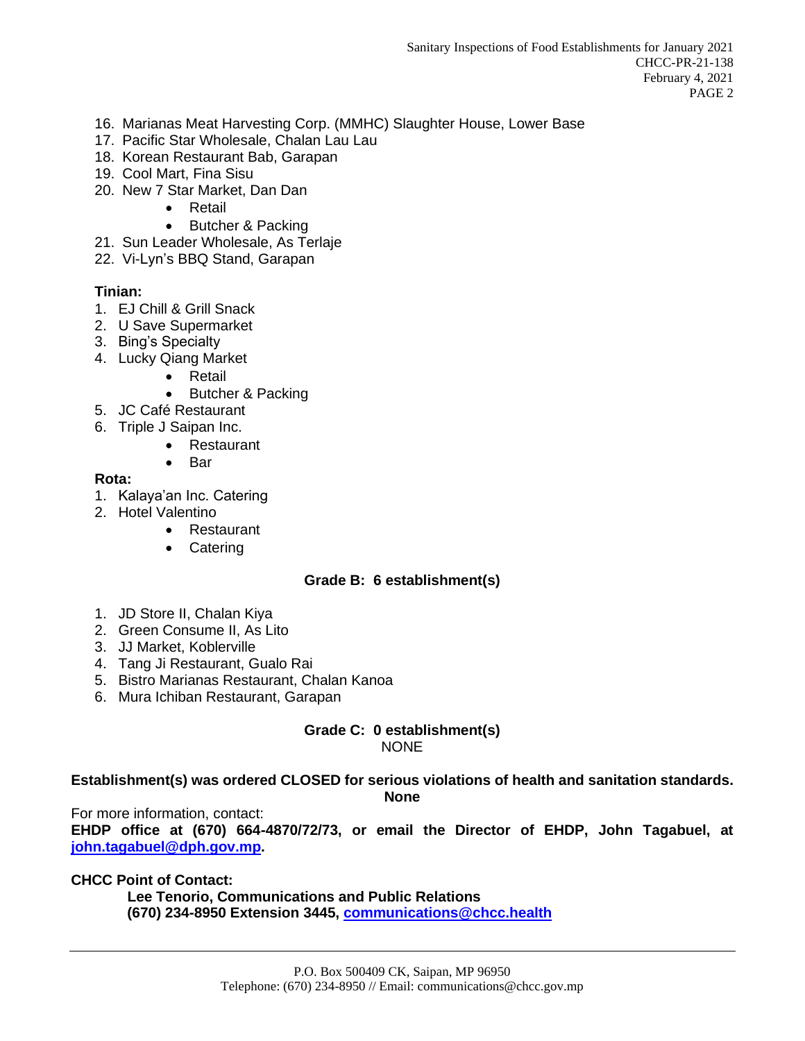16. Marianas Meat Harvesting Corp. (MMHC) Slaughter House, Lower Base
17. Pacific Star Wholesale, Chalan Lau Lau
18. Korean Restaurant Bab, Garapan
19. Cool Mart, Fina Sisu
20. New 7 Star Market, Dan Dan
    - Retail
    - Butcher & Packing
21. Sun Leader Wholesale, As Terlaje
22. Vi-Lyn's BBQ Stand, Garapan

**Tinian:**

1. EJ Chill & Grill Snack
2. U Save Supermarket
3. Bing's Specialty
4. Lucky Qiang Market
    - Retail
    - Butcher & Packing
5. JC Café Restaurant
6. Triple J Saipan Inc.
    - Restaurant
    - Bar

**Rota:**

1. Kalaya'an Inc. Catering
2. Hotel Valentino
    - Restaurant
    - Catering

**Grade B: 6 establishment(s)**

1. JD Store II, Chalan Kiya
2. Green Consume II, As Lito
3. JJ Market, Koblerville
4. Tang Ji Restaurant, Gualo Rai
5. Bistro Marianas Restaurant, Chalan Kanoa
6. Mura Ichiban Restaurant, Garapan

**Grade C: 0 establishment(s)**

NONE

**Establishment(s) was ordered CLOSED for serious violations of health and sanitation standards.**

**None**

For more information, contact:

**EHDP office at (670) 664-4870/72/73, or email the Director of EHDP, John Tagabuel, at john.tagabuel@dph.gov.mp.**

**CHCC Point of Contact:**

**Lee Tenorio, Communications and Public Relations**
**(670) 234-8950 Extension 3445, communications@chcc.health**

P.O. Box 500409 CK, Saipan, MP 96950
Telephone: (670) 234-8950 // Email: communications@chcc.gov.mp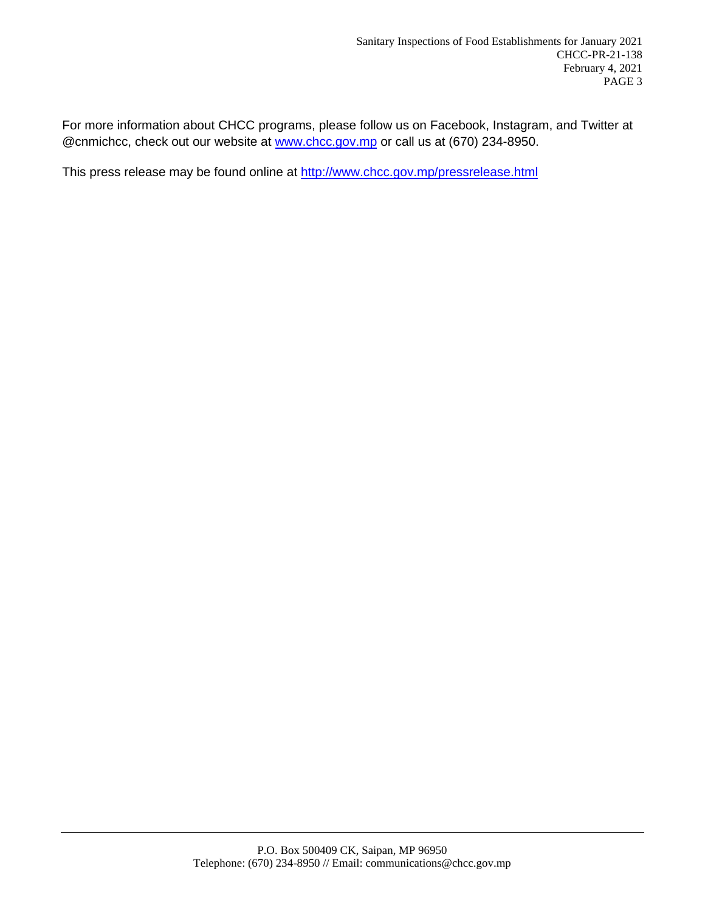For more information about CHCC programs, please follow us on Facebook, Instagram, and Twitter at @cnmichcc, check out our website at [www.chcc.gov.mp](http://www.chcc.gov.mp) or call us at (670) 234-8950.

This press release may be found online at [http://www.chcc.gov.mp/pressrelease.html](http://www.chcc.gov.mp/pressrelease.html)